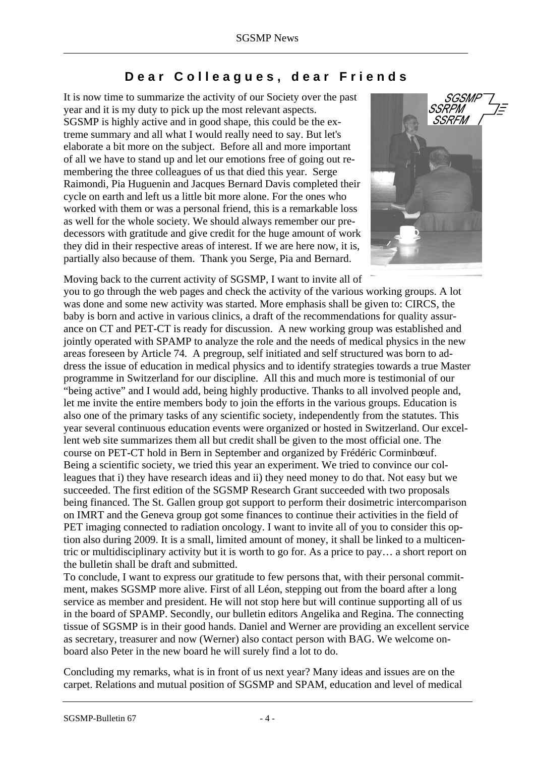# Dear Colleagues, dear Friends

It is now time to summarize the activity of our Society over the past year and it is my duty to pick up the most relevant aspects. SGSMP is highly active and in good shape, this could be the extreme summary and all what I would really need to say. But let's elaborate a bit more on the subject. Before all and more important of all we have to stand up and let our emotions free of going out remembering the three colleagues of us that died this year. Serge Raimondi, Pia Huguenin and Jacques Bernard Davis completed their cycle on earth and left us a little bit more alone. For the ones who worked with them or was a personal friend, this is a remarkable loss as well for the whole society. We should always remember our predecessors with gratitude and give credit for the huge amount of work they did in their respective areas of interest. If we are here now, it is, partially also because of them. Thank you Serge, Pia and Bernard.

Moving back to the current activity of SGSMP, I want to invite all of you to go through the web pages and check the activity of the various working groups. A lot was done and some new activity was started. More emphasis shall be given to: CIRCS, the baby is born and active in various clinics, a draft of the recommendations for quality assurance on CT and PET-CT is ready for discussion. A new working group was established and jointly operated with SPAMP to analyze the role and the needs of medical physics in the new areas foreseen by Article 74. A pregroup, self initiated and self structured was born to address the issue of education in medical physics and to identify strategies towards a true Master programme in Switzerland for our discipline. All this and much more is testimonial of our "being active" and I would add, being highly productive. Thanks to all involved people and, let me invite the entire members body to join the efforts in the various groups. Education is also one of the primary tasks of any scientific society, independently from the statutes. This year several continuous education events were organized or hosted in Switzerland. Our excellent web site summarizes them all but credit shall be given to the most official one. The course on PET-CT hold in Bern in September and organized by Frédéric Corminbœuf. Being a scientific society, we tried this year an experiment. We tried to convince our colleagues that i) they have research ideas and ii) they need money to do that. Not easy but we succeeded. The first edition of the SGSMP Research Grant succeeded with two proposals being financed. The St. Gallen group got support to perform their dosimetric intercomparison on IMRT and the Geneva group got some finances to continue their activities in the field of PET imaging connected to radiation oncology. I want to invite all of you to consider this option also during 2009. It is a small, limited amount of money, it shall be linked to a multicentric or multidisciplinary activity but it is worth to go for. As a price to pay… a short report on the bulletin shall be draft and submitted.

To conclude, I want to express our gratitude to few persons that, with their personal commitment, makes SGSMP more alive. First of all Léon, stepping out from the board after a long service as member and president. He will not stop here but will continue supporting all of us in the board of SPAMP. Secondly, our bulletin editors Angelika and Regina. The connecting tissue of SGSMP is in their good hands. Daniel and Werner are providing an excellent service as secretary, treasurer and now (Werner) also contact person with BAG. We welcome onboard also Peter in the new board he will surely find a lot to do.

Concluding my remarks, what is in front of us next year? Many ideas and issues are on the carpet. Relations and mutual position of SGSMP and SPAM, education and level of medical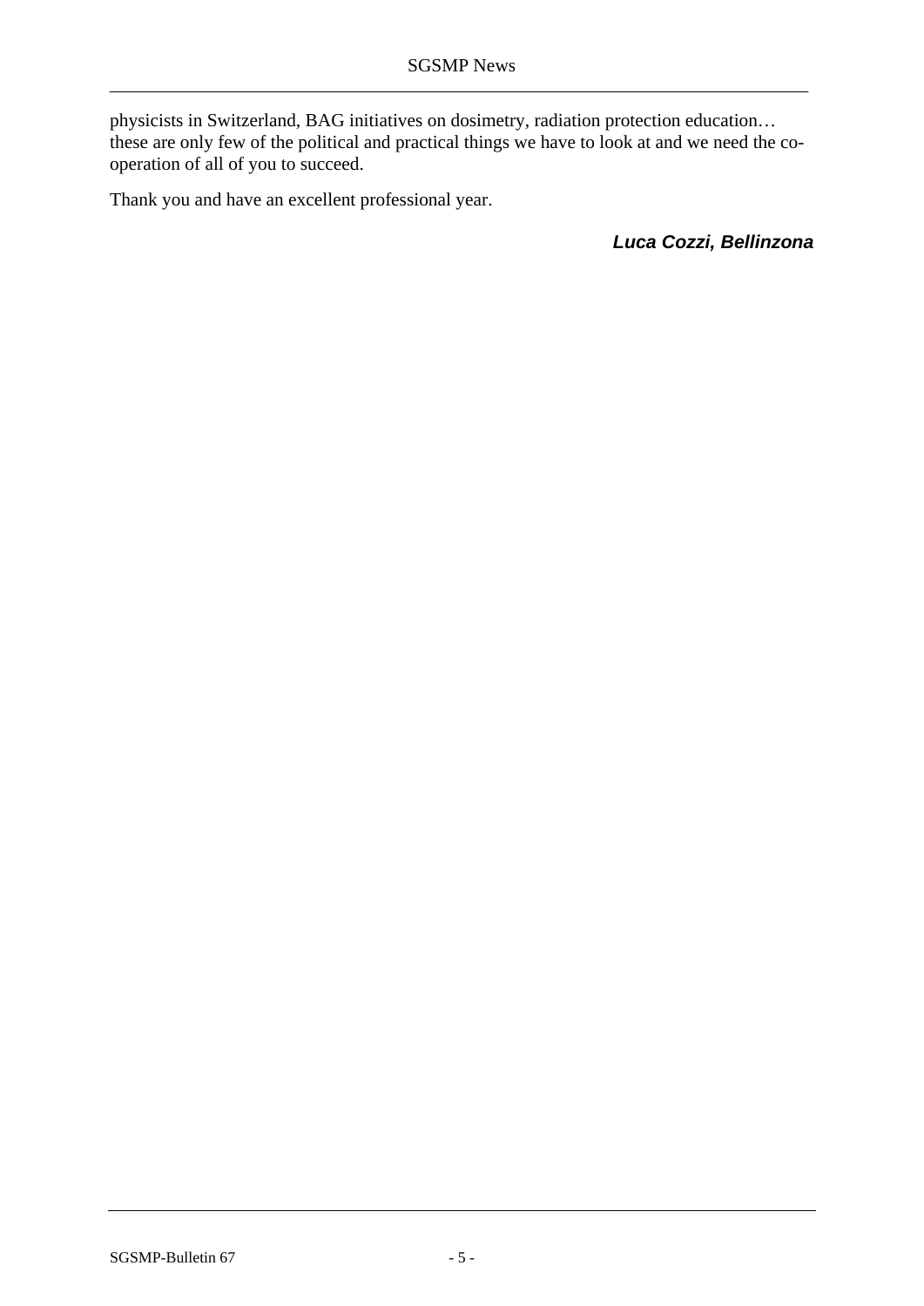physicists in Switzerland, BAG initiatives on dosimetry, radiation protection education… these are only few of the political and practical things we have to look at and we need the co-operation of all of you to succeed.

Thank you and have an excellent professional year.

***Luca Cozzi, Bellinzona***